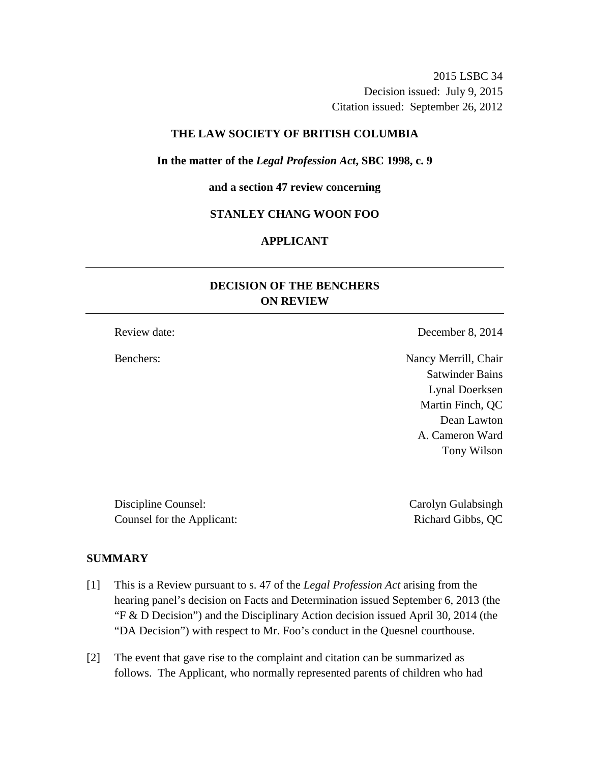2015 LSBC 34
Decision issued: July 9, 2015
Citation issued: September 26, 2012

**THE LAW SOCIETY OF BRITISH COLUMBIA**

**In the matter of the *Legal Profession Act*, SBC 1998, c. 9**

**and a section 47 review concerning**

**STANLEY CHANG WOON FOO**

**APPLICANT**

---

## DECISION OF THE BENCHERS ON REVIEW

---

| | |
|---|---|
| Review date: | December 8, 2014 |
| Benchers: | Nancy Merrill, Chair |
| | Satwinder Bains |
| | Lynal Doerksen |
| | Martin Finch, QC |
| | Dean Lawton |
| | A. Cameron Ward |
| | Tony Wilson |

| | |
|---|---|
| Discipline Counsel: | Carolyn Gulabsingh |
| Counsel for the Applicant: | Richard Gibbs, QC |

### SUMMARY

[1] This is a Review pursuant to s. 47 of the *Legal Profession Act* arising from the hearing panel's decision on Facts and Determination issued September 6, 2013 (the "F & D Decision") and the Disciplinary Action decision issued April 30, 2014 (the "DA Decision") with respect to Mr. Foo's conduct in the Quesnel courthouse.

[2] The event that gave rise to the complaint and citation can be summarized as follows. The Applicant, who normally represented parents of children who had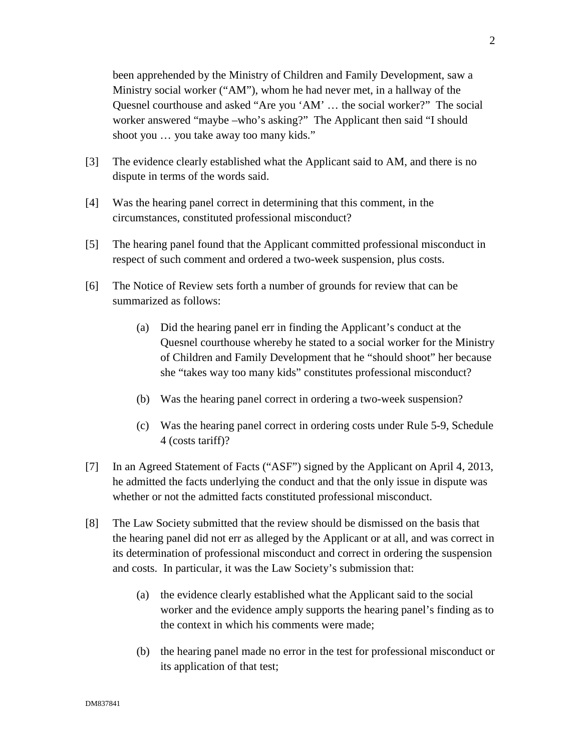been apprehended by the Ministry of Children and Family Development, saw a Ministry social worker ("AM"), whom he had never met, in a hallway of the Quesnel courthouse and asked "Are you 'AM' … the social worker?" The social worker answered "maybe –who's asking?" The Applicant then said "I should shoot you … you take away too many kids."

[3] The evidence clearly established what the Applicant said to AM, and there is no dispute in terms of the words said.

[4] Was the hearing panel correct in determining that this comment, in the circumstances, constituted professional misconduct?

[5] The hearing panel found that the Applicant committed professional misconduct in respect of such comment and ordered a two-week suspension, plus costs.

[6] The Notice of Review sets forth a number of grounds for review that can be summarized as follows:

(a) Did the hearing panel err in finding the Applicant's conduct at the Quesnel courthouse whereby he stated to a social worker for the Ministry of Children and Family Development that he "should shoot" her because she "takes way too many kids" constitutes professional misconduct?

(b) Was the hearing panel correct in ordering a two-week suspension?

(c) Was the hearing panel correct in ordering costs under Rule 5-9, Schedule 4 (costs tariff)?

[7] In an Agreed Statement of Facts ("ASF") signed by the Applicant on April 4, 2013, he admitted the facts underlying the conduct and that the only issue in dispute was whether or not the admitted facts constituted professional misconduct.

[8] The Law Society submitted that the review should be dismissed on the basis that the hearing panel did not err as alleged by the Applicant or at all, and was correct in its determination of professional misconduct and correct in ordering the suspension and costs. In particular, it was the Law Society's submission that:

(a) the evidence clearly established what the Applicant said to the social worker and the evidence amply supports the hearing panel's finding as to the context in which his comments were made;

(b) the hearing panel made no error in the test for professional misconduct or its application of that test;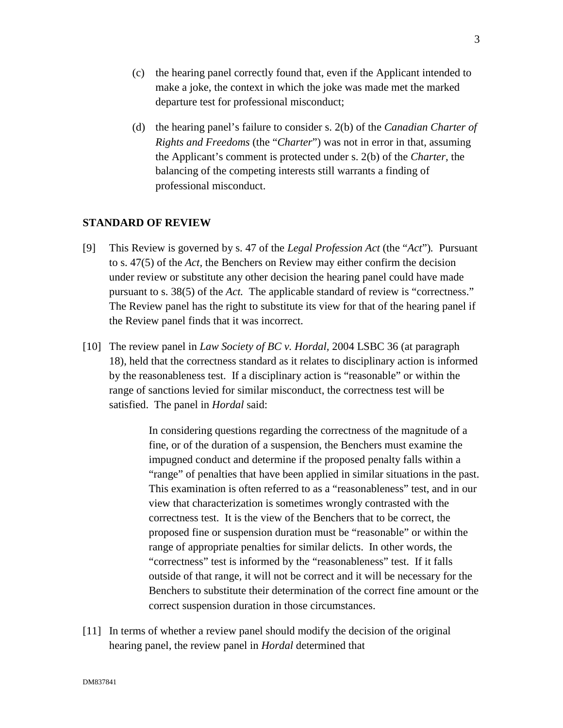(c) the hearing panel correctly found that, even if the Applicant intended to make a joke, the context in which the joke was made met the marked departure test for professional misconduct;

(d) the hearing panel's failure to consider s. 2(b) of the *Canadian Charter of Rights and Freedoms* (the "*Charter*") was not in error in that, assuming the Applicant's comment is protected under s. 2(b) of the *Charter*, the balancing of the competing interests still warrants a finding of professional misconduct.

**STANDARD OF REVIEW**

[9] This Review is governed by s. 47 of the *Legal Profession Act* (the "*Act*"). Pursuant to s. 47(5) of the *Act*, the Benchers on Review may either confirm the decision under review or substitute any other decision the hearing panel could have made pursuant to s. 38(5) of the *Act.* The applicable standard of review is "correctness." The Review panel has the right to substitute its view for that of the hearing panel if the Review panel finds that it was incorrect.

[10] The review panel in *Law Society of BC v. Hordal*, 2004 LSBC 36 (at paragraph 18), held that the correctness standard as it relates to disciplinary action is informed by the reasonableness test. If a disciplinary action is "reasonable" or within the range of sanctions levied for similar misconduct, the correctness test will be satisfied. The panel in *Hordal* said:

> In considering questions regarding the correctness of the magnitude of a fine, or of the duration of a suspension, the Benchers must examine the impugned conduct and determine if the proposed penalty falls within a "range" of penalties that have been applied in similar situations in the past. This examination is often referred to as a "reasonableness" test, and in our view that characterization is sometimes wrongly contrasted with the correctness test. It is the view of the Benchers that to be correct, the proposed fine or suspension duration must be "reasonable" or within the range of appropriate penalties for similar delicts. In other words, the "correctness" test is informed by the "reasonableness" test. If it falls outside of that range, it will not be correct and it will be necessary for the Benchers to substitute their determination of the correct fine amount or the correct suspension duration in those circumstances.

[11] In terms of whether a review panel should modify the decision of the original hearing panel, the review panel in *Hordal* determined that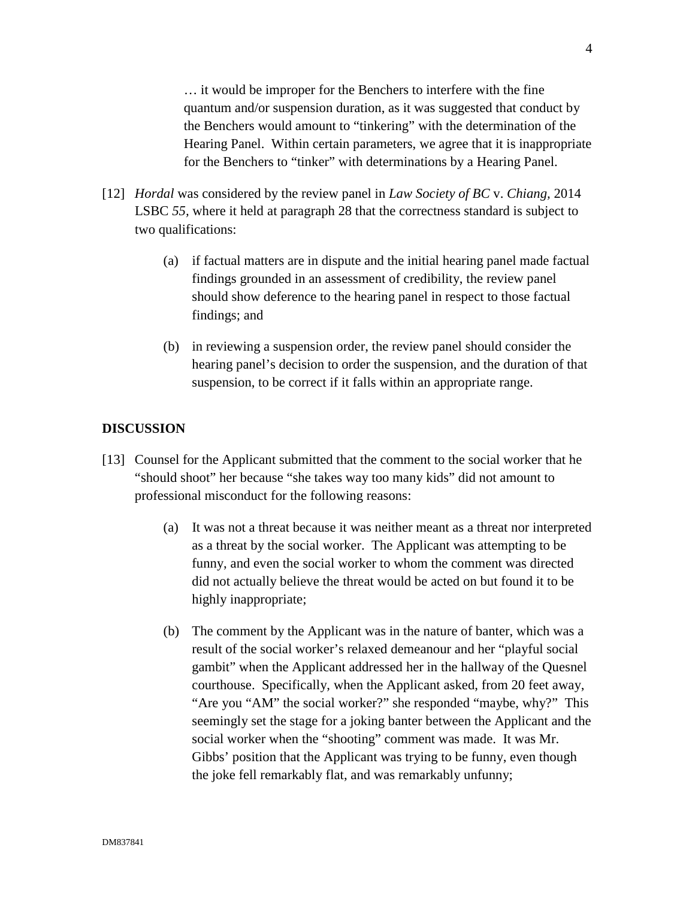> … it would be improper for the Benchers to interfere with the fine quantum and/or suspension duration, as it was suggested that conduct by the Benchers would amount to "tinkering" with the determination of the Hearing Panel. Within certain parameters, we agree that it is inappropriate for the Benchers to "tinker" with determinations by a Hearing Panel.

[12] *Hordal* was considered by the review panel in *Law Society of BC* v. *Chiang*, 2014 LSBC *55*, where it held at paragraph 28 that the correctness standard is subject to two qualifications:

(a) if factual matters are in dispute and the initial hearing panel made factual findings grounded in an assessment of credibility, the review panel should show deference to the hearing panel in respect to those factual findings; and

(b) in reviewing a suspension order, the review panel should consider the hearing panel's decision to order the suspension, and the duration of that suspension, to be correct if it falls within an appropriate range.

## DISCUSSION

[13] Counsel for the Applicant submitted that the comment to the social worker that he "should shoot" her because "she takes way too many kids" did not amount to professional misconduct for the following reasons:

(a) It was not a threat because it was neither meant as a threat nor interpreted as a threat by the social worker. The Applicant was attempting to be funny, and even the social worker to whom the comment was directed did not actually believe the threat would be acted on but found it to be highly inappropriate;

(b) The comment by the Applicant was in the nature of banter, which was a result of the social worker's relaxed demeanour and her "playful social gambit" when the Applicant addressed her in the hallway of the Quesnel courthouse. Specifically, when the Applicant asked, from 20 feet away, "Are you "AM" the social worker?" she responded "maybe, why?" This seemingly set the stage for a joking banter between the Applicant and the social worker when the "shooting" comment was made. It was Mr. Gibbs' position that the Applicant was trying to be funny, even though the joke fell remarkably flat, and was remarkably unfunny;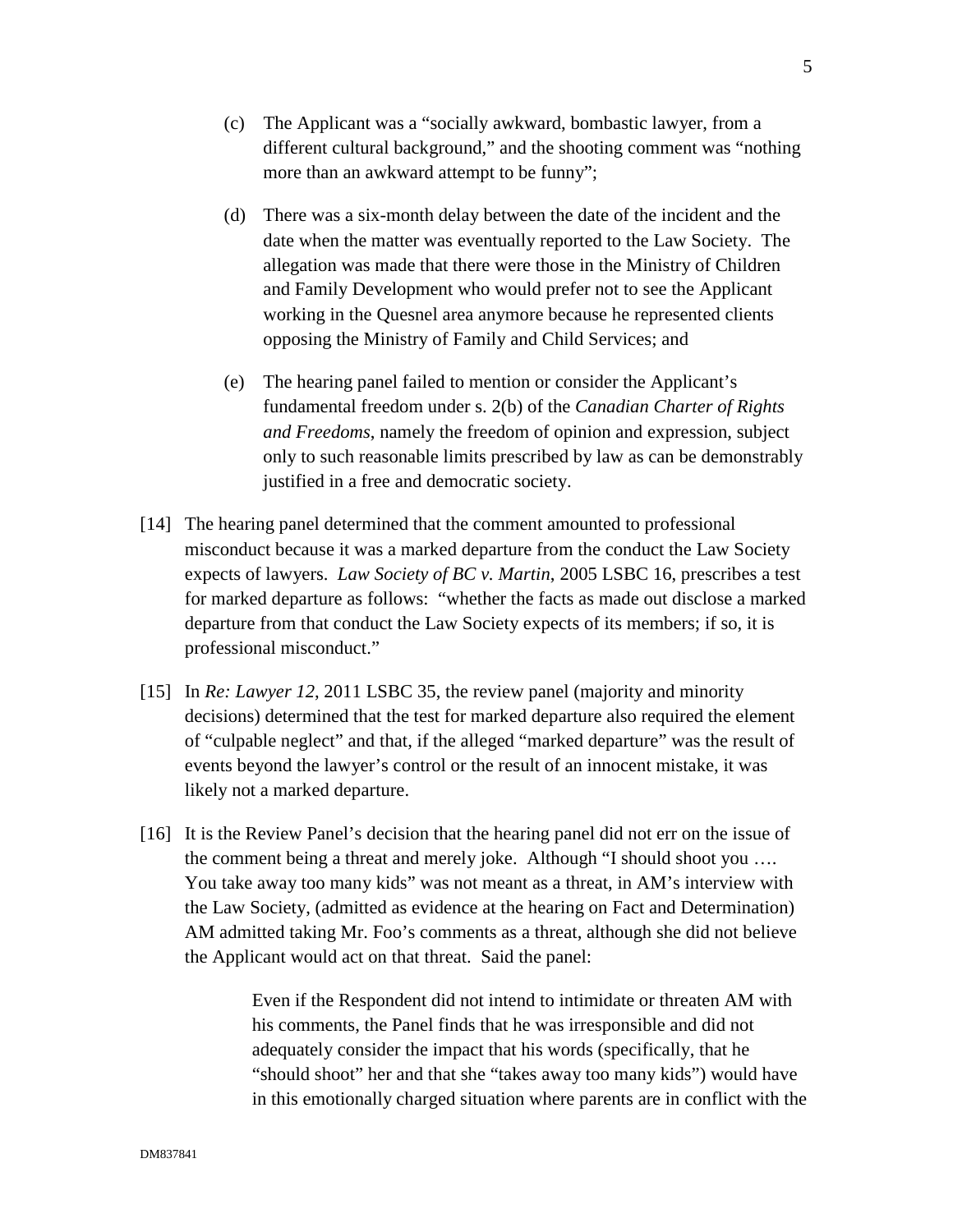(c) The Applicant was a "socially awkward, bombastic lawyer, from a different cultural background," and the shooting comment was "nothing more than an awkward attempt to be funny";

(d) There was a six-month delay between the date of the incident and the date when the matter was eventually reported to the Law Society. The allegation was made that there were those in the Ministry of Children and Family Development who would prefer not to see the Applicant working in the Quesnel area anymore because he represented clients opposing the Ministry of Family and Child Services; and

(e) The hearing panel failed to mention or consider the Applicant's fundamental freedom under s. 2(b) of the *Canadian Charter of Rights and Freedoms*, namely the freedom of opinion and expression, subject only to such reasonable limits prescribed by law as can be demonstrably justified in a free and democratic society.

[14] The hearing panel determined that the comment amounted to professional misconduct because it was a marked departure from the conduct the Law Society expects of lawyers. *Law Society of BC v. Martin*, 2005 LSBC 16, prescribes a test for marked departure as follows: "whether the facts as made out disclose a marked departure from that conduct the Law Society expects of its members; if so, it is professional misconduct."

[15] In *Re: Lawyer 12*, 2011 LSBC 35, the review panel (majority and minority decisions) determined that the test for marked departure also required the element of "culpable neglect" and that, if the alleged "marked departure" was the result of events beyond the lawyer's control or the result of an innocent mistake, it was likely not a marked departure.

[16] It is the Review Panel's decision that the hearing panel did not err on the issue of the comment being a threat and merely joke. Although "I should shoot you …. You take away too many kids" was not meant as a threat, in AM's interview with the Law Society, (admitted as evidence at the hearing on Fact and Determination) AM admitted taking Mr. Foo's comments as a threat, although she did not believe the Applicant would act on that threat. Said the panel:

> Even if the Respondent did not intend to intimidate or threaten AM with his comments, the Panel finds that he was irresponsible and did not adequately consider the impact that his words (specifically, that he "should shoot" her and that she "takes away too many kids") would have in this emotionally charged situation where parents are in conflict with the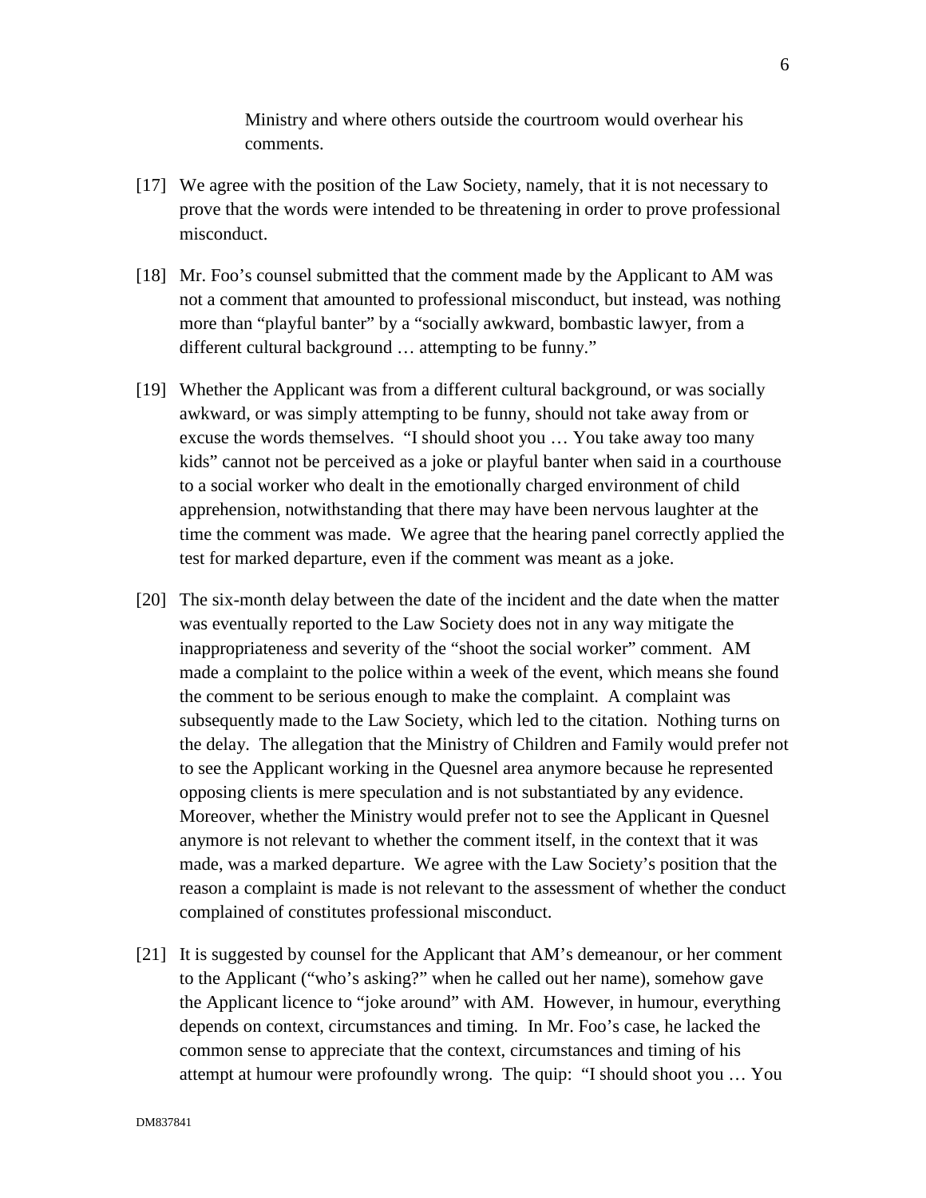Ministry and where others outside the courtroom would overhear his comments.

[17] We agree with the position of the Law Society, namely, that it is not necessary to prove that the words were intended to be threatening in order to prove professional misconduct.

[18] Mr. Foo's counsel submitted that the comment made by the Applicant to AM was not a comment that amounted to professional misconduct, but instead, was nothing more than "playful banter" by a "socially awkward, bombastic lawyer, from a different cultural background … attempting to be funny."

[19] Whether the Applicant was from a different cultural background, or was socially awkward, or was simply attempting to be funny, should not take away from or excuse the words themselves. "I should shoot you … You take away too many kids" cannot not be perceived as a joke or playful banter when said in a courthouse to a social worker who dealt in the emotionally charged environment of child apprehension, notwithstanding that there may have been nervous laughter at the time the comment was made. We agree that the hearing panel correctly applied the test for marked departure, even if the comment was meant as a joke.

[20] The six-month delay between the date of the incident and the date when the matter was eventually reported to the Law Society does not in any way mitigate the inappropriateness and severity of the "shoot the social worker" comment. AM made a complaint to the police within a week of the event, which means she found the comment to be serious enough to make the complaint. A complaint was subsequently made to the Law Society, which led to the citation. Nothing turns on the delay. The allegation that the Ministry of Children and Family would prefer not to see the Applicant working in the Quesnel area anymore because he represented opposing clients is mere speculation and is not substantiated by any evidence. Moreover, whether the Ministry would prefer not to see the Applicant in Quesnel anymore is not relevant to whether the comment itself, in the context that it was made, was a marked departure. We agree with the Law Society's position that the reason a complaint is made is not relevant to the assessment of whether the conduct complained of constitutes professional misconduct.

[21] It is suggested by counsel for the Applicant that AM's demeanour, or her comment to the Applicant ("who's asking?" when he called out her name), somehow gave the Applicant licence to "joke around" with AM. However, in humour, everything depends on context, circumstances and timing. In Mr. Foo's case, he lacked the common sense to appreciate that the context, circumstances and timing of his attempt at humour were profoundly wrong. The quip: "I should shoot you … You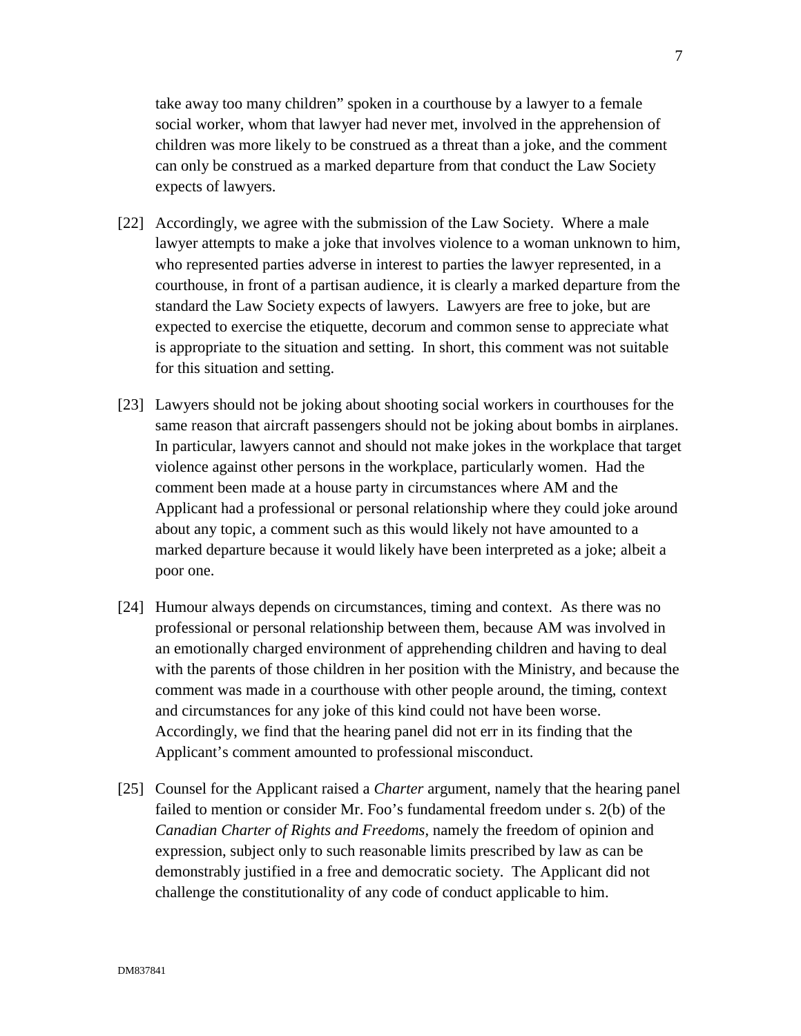take away too many children" spoken in a courthouse by a lawyer to a female social worker, whom that lawyer had never met, involved in the apprehension of children was more likely to be construed as a threat than a joke, and the comment can only be construed as a marked departure from that conduct the Law Society expects of lawyers.

[22] Accordingly, we agree with the submission of the Law Society. Where a male lawyer attempts to make a joke that involves violence to a woman unknown to him, who represented parties adverse in interest to parties the lawyer represented, in a courthouse, in front of a partisan audience, it is clearly a marked departure from the standard the Law Society expects of lawyers. Lawyers are free to joke, but are expected to exercise the etiquette, decorum and common sense to appreciate what is appropriate to the situation and setting. In short, this comment was not suitable for this situation and setting.

[23] Lawyers should not be joking about shooting social workers in courthouses for the same reason that aircraft passengers should not be joking about bombs in airplanes. In particular, lawyers cannot and should not make jokes in the workplace that target violence against other persons in the workplace, particularly women. Had the comment been made at a house party in circumstances where AM and the Applicant had a professional or personal relationship where they could joke around about any topic, a comment such as this would likely not have amounted to a marked departure because it would likely have been interpreted as a joke; albeit a poor one.

[24] Humour always depends on circumstances, timing and context. As there was no professional or personal relationship between them, because AM was involved in an emotionally charged environment of apprehending children and having to deal with the parents of those children in her position with the Ministry, and because the comment was made in a courthouse with other people around, the timing, context and circumstances for any joke of this kind could not have been worse. Accordingly, we find that the hearing panel did not err in its finding that the Applicant's comment amounted to professional misconduct.

[25] Counsel for the Applicant raised a *Charter* argument, namely that the hearing panel failed to mention or consider Mr. Foo's fundamental freedom under s. 2(b) of the *Canadian Charter of Rights and Freedoms*, namely the freedom of opinion and expression, subject only to such reasonable limits prescribed by law as can be demonstrably justified in a free and democratic society. The Applicant did not challenge the constitutionality of any code of conduct applicable to him.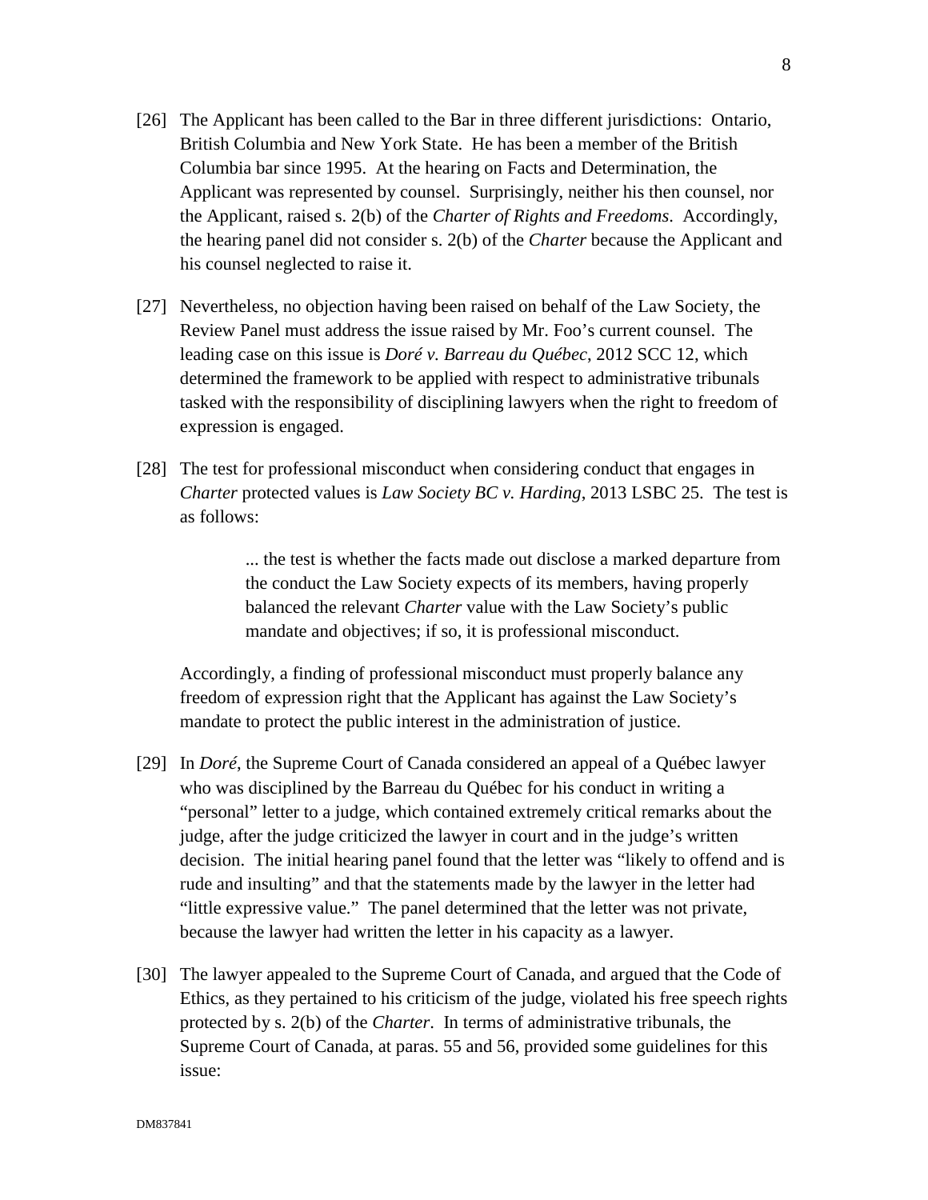[26] The Applicant has been called to the Bar in three different jurisdictions: Ontario, British Columbia and New York State. He has been a member of the British Columbia bar since 1995. At the hearing on Facts and Determination, the Applicant was represented by counsel. Surprisingly, neither his then counsel, nor the Applicant, raised s. 2(b) of the *Charter of Rights and Freedoms*. Accordingly, the hearing panel did not consider s. 2(b) of the *Charter* because the Applicant and his counsel neglected to raise it.

[27] Nevertheless, no objection having been raised on behalf of the Law Society, the Review Panel must address the issue raised by Mr. Foo's current counsel. The leading case on this issue is *Doré v. Barreau du Québec*, 2012 SCC 12, which determined the framework to be applied with respect to administrative tribunals tasked with the responsibility of disciplining lawyers when the right to freedom of expression is engaged.

[28] The test for professional misconduct when considering conduct that engages in *Charter* protected values is *Law Society BC v. Harding*, 2013 LSBC 25. The test is as follows:

> ... the test is whether the facts made out disclose a marked departure from the conduct the Law Society expects of its members, having properly balanced the relevant *Charter* value with the Law Society's public mandate and objectives; if so, it is professional misconduct.

Accordingly, a finding of professional misconduct must properly balance any freedom of expression right that the Applicant has against the Law Society's mandate to protect the public interest in the administration of justice.

[29] In *Doré*, the Supreme Court of Canada considered an appeal of a Québec lawyer who was disciplined by the Barreau du Québec for his conduct in writing a "personal" letter to a judge, which contained extremely critical remarks about the judge, after the judge criticized the lawyer in court and in the judge's written decision. The initial hearing panel found that the letter was "likely to offend and is rude and insulting" and that the statements made by the lawyer in the letter had "little expressive value." The panel determined that the letter was not private, because the lawyer had written the letter in his capacity as a lawyer.

[30] The lawyer appealed to the Supreme Court of Canada, and argued that the Code of Ethics, as they pertained to his criticism of the judge, violated his free speech rights protected by s. 2(b) of the *Charter*. In terms of administrative tribunals, the Supreme Court of Canada, at paras. 55 and 56, provided some guidelines for this issue: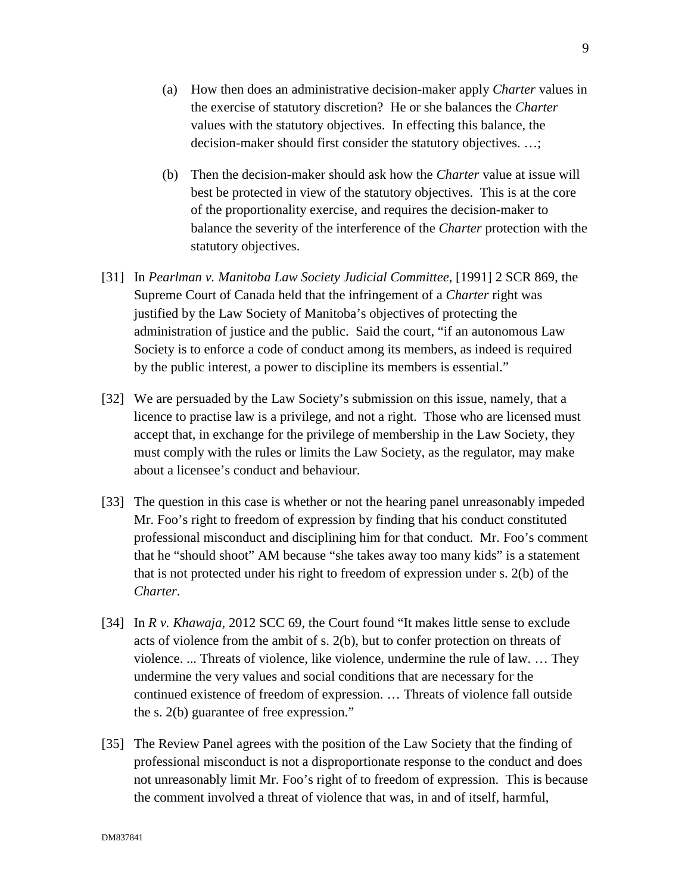(a) How then does an administrative decision-maker apply *Charter* values in the exercise of statutory discretion? He or she balances the *Charter* values with the statutory objectives. In effecting this balance, the decision-maker should first consider the statutory objectives. …;

(b) Then the decision-maker should ask how the *Charter* value at issue will best be protected in view of the statutory objectives. This is at the core of the proportionality exercise, and requires the decision-maker to balance the severity of the interference of the *Charter* protection with the statutory objectives.

[31] In *Pearlman v. Manitoba Law Society Judicial Committee*, [1991] 2 SCR 869, the Supreme Court of Canada held that the infringement of a *Charter* right was justified by the Law Society of Manitoba's objectives of protecting the administration of justice and the public. Said the court, "if an autonomous Law Society is to enforce a code of conduct among its members, as indeed is required by the public interest, a power to discipline its members is essential."

[32] We are persuaded by the Law Society's submission on this issue, namely, that a licence to practise law is a privilege, and not a right. Those who are licensed must accept that, in exchange for the privilege of membership in the Law Society, they must comply with the rules or limits the Law Society, as the regulator, may make about a licensee's conduct and behaviour.

[33] The question in this case is whether or not the hearing panel unreasonably impeded Mr. Foo's right to freedom of expression by finding that his conduct constituted professional misconduct and disciplining him for that conduct. Mr. Foo's comment that he "should shoot" AM because "she takes away too many kids" is a statement that is not protected under his right to freedom of expression under s. 2(b) of the *Charter*.

[34] In *R v. Khawaja*, 2012 SCC 69, the Court found "It makes little sense to exclude acts of violence from the ambit of s. 2(b), but to confer protection on threats of violence. ... Threats of violence, like violence, undermine the rule of law. … They undermine the very values and social conditions that are necessary for the continued existence of freedom of expression. … Threats of violence fall outside the s. 2(b) guarantee of free expression."

[35] The Review Panel agrees with the position of the Law Society that the finding of professional misconduct is not a disproportionate response to the conduct and does not unreasonably limit Mr. Foo's right of to freedom of expression. This is because the comment involved a threat of violence that was, in and of itself, harmful,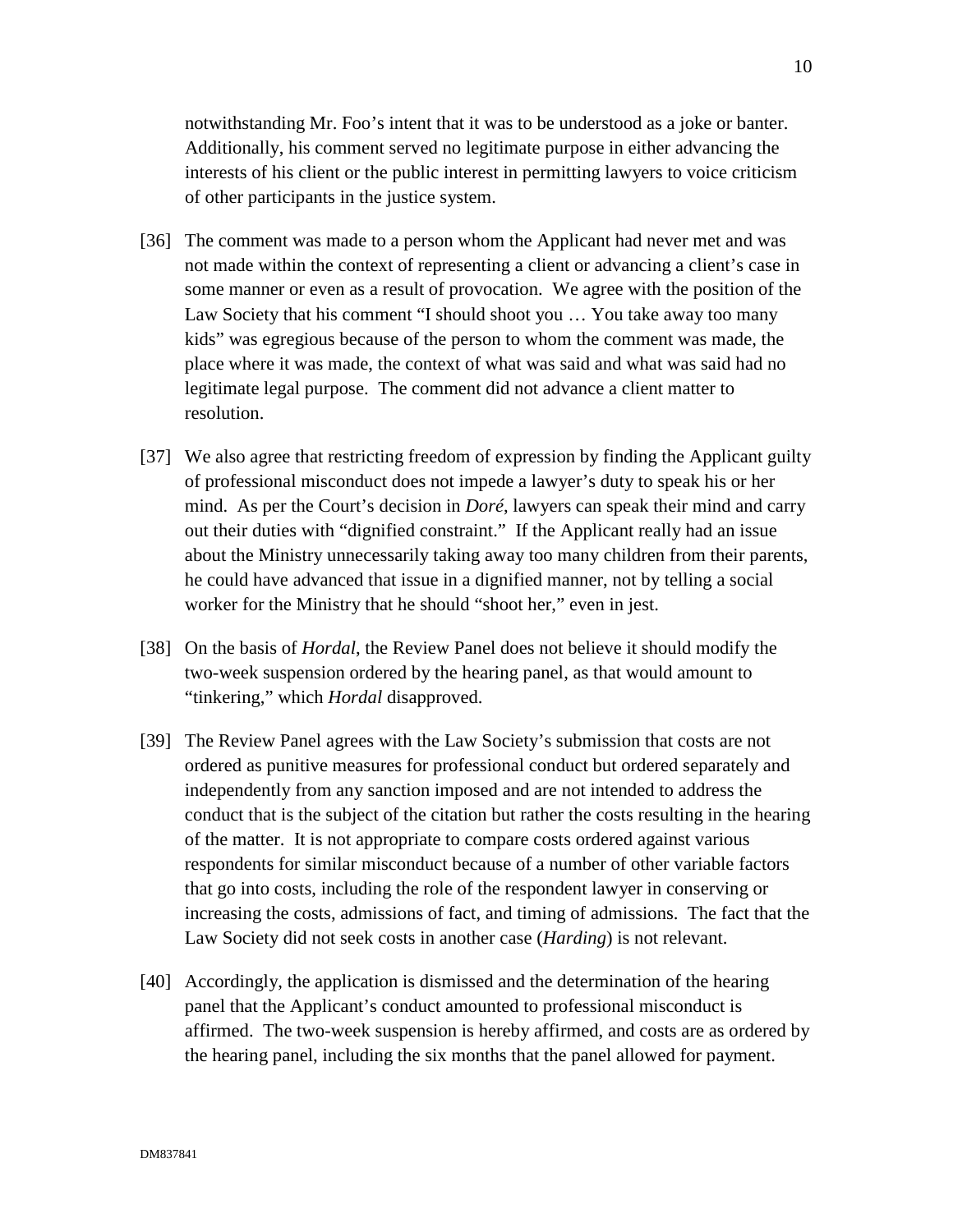notwithstanding Mr. Foo's intent that it was to be understood as a joke or banter. Additionally, his comment served no legitimate purpose in either advancing the interests of his client or the public interest in permitting lawyers to voice criticism of other participants in the justice system.

[36] The comment was made to a person whom the Applicant had never met and was not made within the context of representing a client or advancing a client's case in some manner or even as a result of provocation. We agree with the position of the Law Society that his comment "I should shoot you … You take away too many kids" was egregious because of the person to whom the comment was made, the place where it was made, the context of what was said and what was said had no legitimate legal purpose. The comment did not advance a client matter to resolution.

[37] We also agree that restricting freedom of expression by finding the Applicant guilty of professional misconduct does not impede a lawyer's duty to speak his or her mind. As per the Court's decision in *Doré*, lawyers can speak their mind and carry out their duties with "dignified constraint." If the Applicant really had an issue about the Ministry unnecessarily taking away too many children from their parents, he could have advanced that issue in a dignified manner, not by telling a social worker for the Ministry that he should "shoot her," even in jest.

[38] On the basis of *Hordal*, the Review Panel does not believe it should modify the two-week suspension ordered by the hearing panel, as that would amount to "tinkering," which *Hordal* disapproved.

[39] The Review Panel agrees with the Law Society's submission that costs are not ordered as punitive measures for professional conduct but ordered separately and independently from any sanction imposed and are not intended to address the conduct that is the subject of the citation but rather the costs resulting in the hearing of the matter. It is not appropriate to compare costs ordered against various respondents for similar misconduct because of a number of other variable factors that go into costs, including the role of the respondent lawyer in conserving or increasing the costs, admissions of fact, and timing of admissions. The fact that the Law Society did not seek costs in another case (*Harding*) is not relevant.

[40] Accordingly, the application is dismissed and the determination of the hearing panel that the Applicant's conduct amounted to professional misconduct is affirmed. The two-week suspension is hereby affirmed, and costs are as ordered by the hearing panel, including the six months that the panel allowed for payment.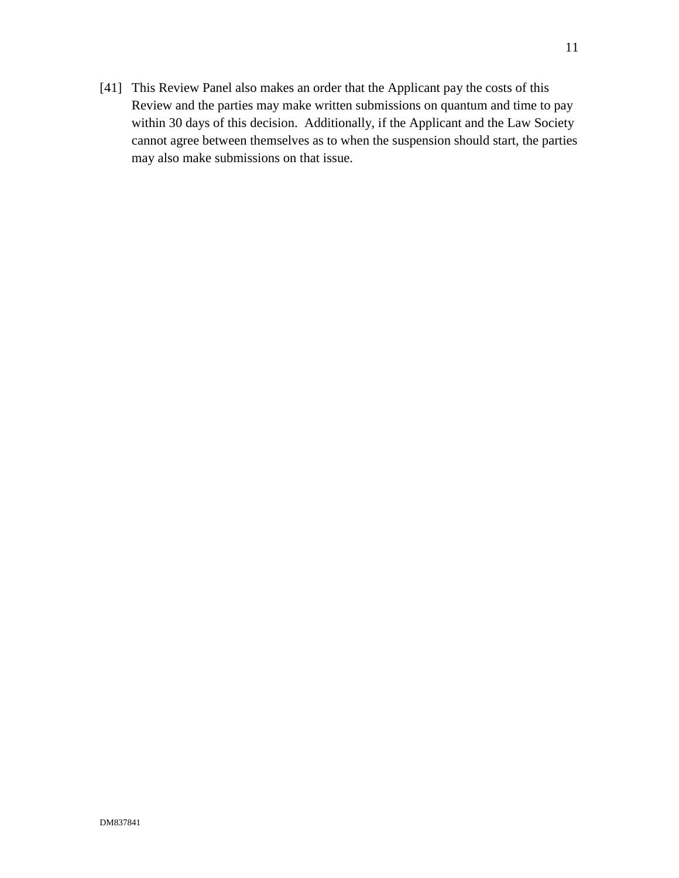[41] This Review Panel also makes an order that the Applicant pay the costs of this Review and the parties may make written submissions on quantum and time to pay within 30 days of this decision. Additionally, if the Applicant and the Law Society cannot agree between themselves as to when the suspension should start, the parties may also make submissions on that issue.